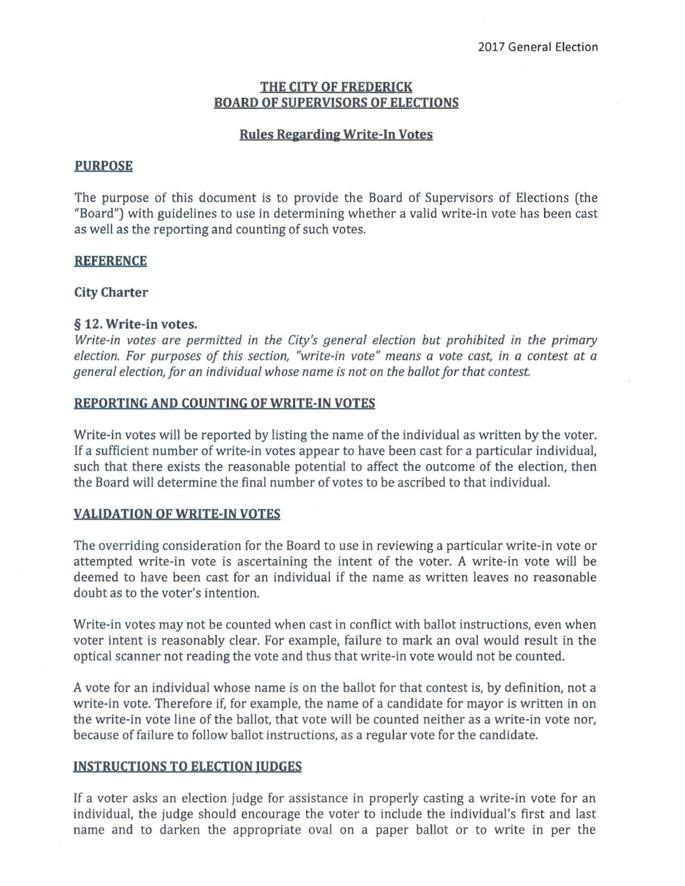2017 General Election

# THE CITY OF FREDERICK
# BOARD OF SUPERVISORS OF ELECTIONS

## Rules Regarding Write-In Votes

### PURPOSE

The purpose of this document is to provide the Board of Supervisors of Elections (the "Board") with guidelines to use in determining whether a valid write-in vote has been cast as well as the reporting and counting of such votes.

### REFERENCE

**City Charter**

**§ 12. Write-in votes.**

*Write-in votes are permitted in the City's general election but prohibited in the primary election. For purposes of this section, "write-in vote" means a vote cast, in a contest at a general election, for an individual whose name is not on the ballot for that contest.*

### REPORTING AND COUNTING OF WRITE-IN VOTES

Write-in votes will be reported by listing the name of the individual as written by the voter. If a sufficient number of write-in votes appear to have been cast for a particular individual, such that there exists the reasonable potential to affect the outcome of the election, then the Board will determine the final number of votes to be ascribed to that individual.

### VALIDATION OF WRITE-IN VOTES

The overriding consideration for the Board to use in reviewing a particular write-in vote or attempted write-in vote is ascertaining the intent of the voter. A write-in vote will be deemed to have been cast for an individual if the name as written leaves no reasonable doubt as to the voter's intention.

Write-in votes may not be counted when cast in conflict with ballot instructions, even when voter intent is reasonably clear. For example, failure to mark an oval would result in the optical scanner not reading the vote and thus that write-in vote would not be counted.

A vote for an individual whose name is on the ballot for that contest is, by definition, not a write-in vote. Therefore if, for example, the name of a candidate for mayor is written in on the write-in vote line of the ballot, that vote will be counted neither as a write-in vote nor, because of failure to follow ballot instructions, as a regular vote for the candidate.

### INSTRUCTIONS TO ELECTION JUDGES

If a voter asks an election judge for assistance in properly casting a write-in vote for an individual, the judge should encourage the voter to include the individual's first and last name and to darken the appropriate oval on a paper ballot or to write in per the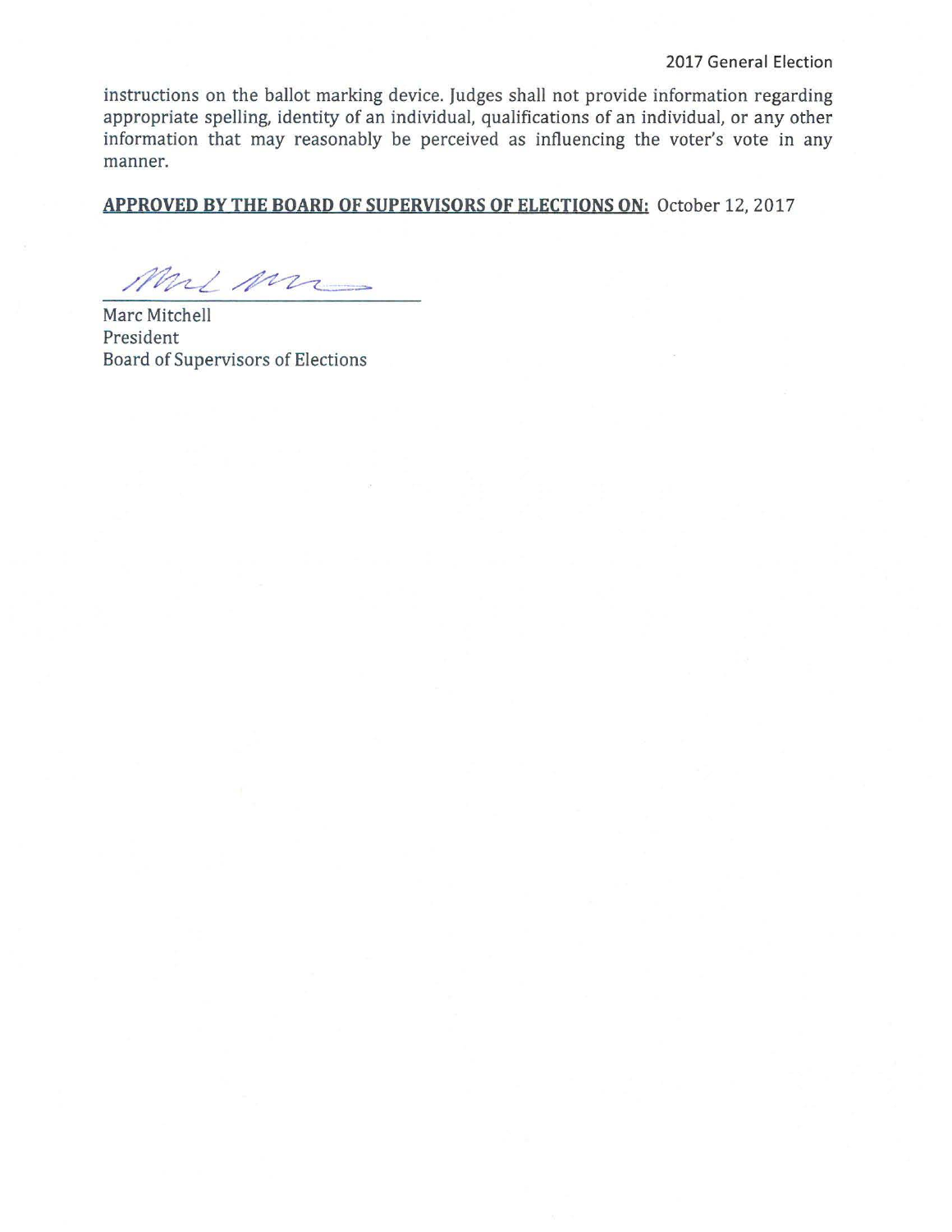instructions on the ballot marking device. Judges shall not provide information regarding appropriate spelling, identity of an individual, qualifications of an individual, or any other information that may reasonably be perceived as influencing the voter's vote in any manner.

**APPROVED BY THE BOARD OF SUPERVISORS OF ELECTIONS ON:** October 12, 2017

Marc Mitchell
President
Board of Supervisors of Elections